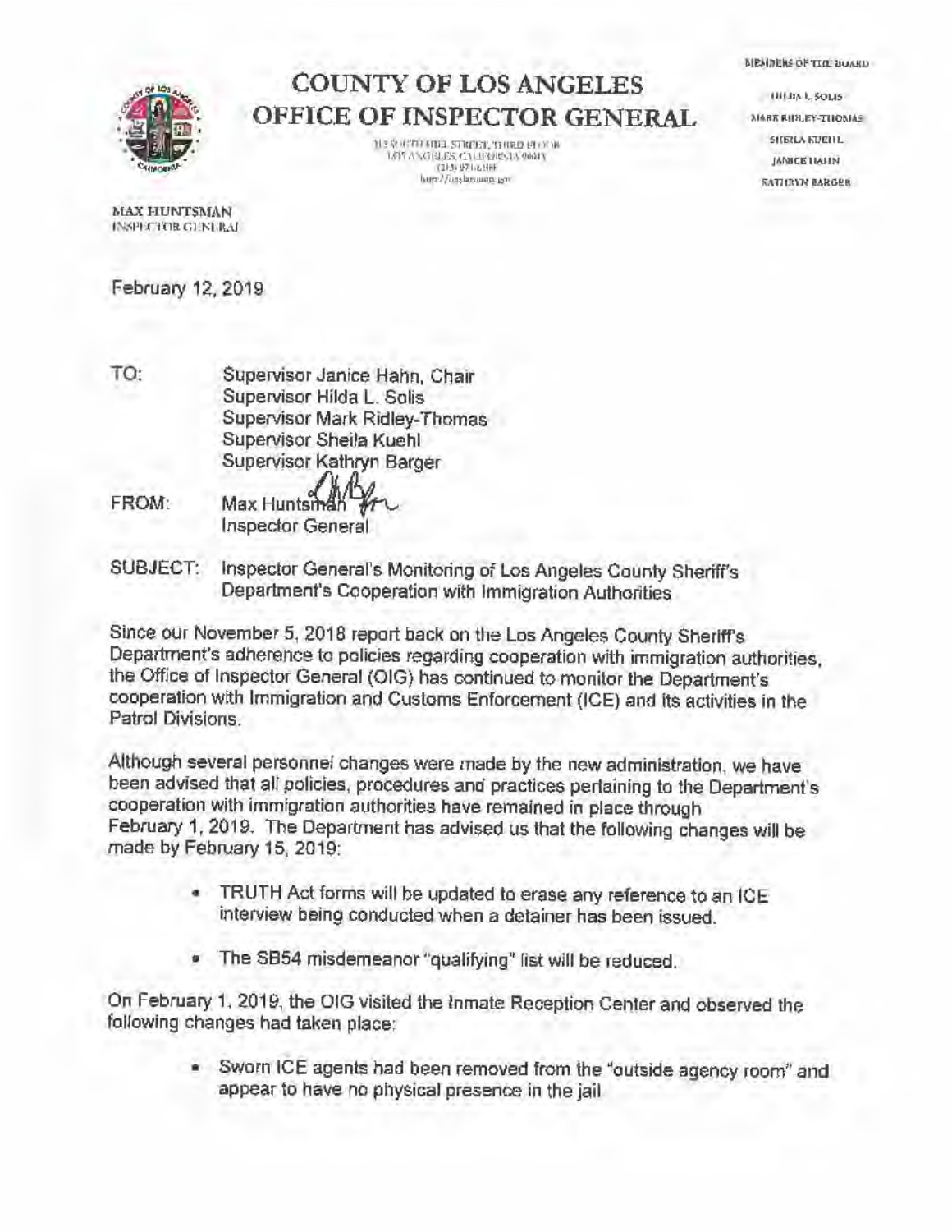# COUNTY OF LOS ANGELES
# OFFICE OF INSPECTOR GENERAL

312 SOUTH HILL STREET, THIRD FLOOR
LOS ANGELES, CALIFORNIA 90013
(213) 974-6100
http://oig.lacounty.gov

MEMBERS OF THE BOARD

HILDA L. SOLIS
MARK RIDLEY-THOMAS
SHEILA KUEHL
JANICE HAHN
KATHRYN BARGER

MAX HUNTSMAN
INSPECTOR GENERAL

February 12, 2019

TO: Supervisor Janice Hahn, Chair
Supervisor Hilda L. Solis
Supervisor Mark Ridley-Thomas
Supervisor Sheila Kuehl
Supervisor Kathryn Barger

FROM: Max Huntsman
Inspector General

SUBJECT: Inspector General's Monitoring of Los Angeles County Sheriff's Department's Cooperation with Immigration Authorities

Since our November 5, 2018 report back on the Los Angeles County Sheriff's Department's adherence to policies regarding cooperation with immigration authorities, the Office of Inspector General (OIG) has continued to monitor the Department's cooperation with Immigration and Customs Enforcement (ICE) and its activities in the Patrol Divisions.

Although several personnel changes were made by the new administration, we have been advised that all policies, procedures and practices pertaining to the Department's cooperation with immigration authorities have remained in place through February 1, 2019. The Department has advised us that the following changes will be made by February 15, 2019:

- TRUTH Act forms will be updated to erase any reference to an ICE interview being conducted when a detainer has been issued.
- The SB54 misdemeanor "qualifying" list will be reduced.

On February 1, 2019, the OIG visited the Inmate Reception Center and observed the following changes had taken place:

- Sworn ICE agents had been removed from the "outside agency room" and appear to have no physical presence in the jail.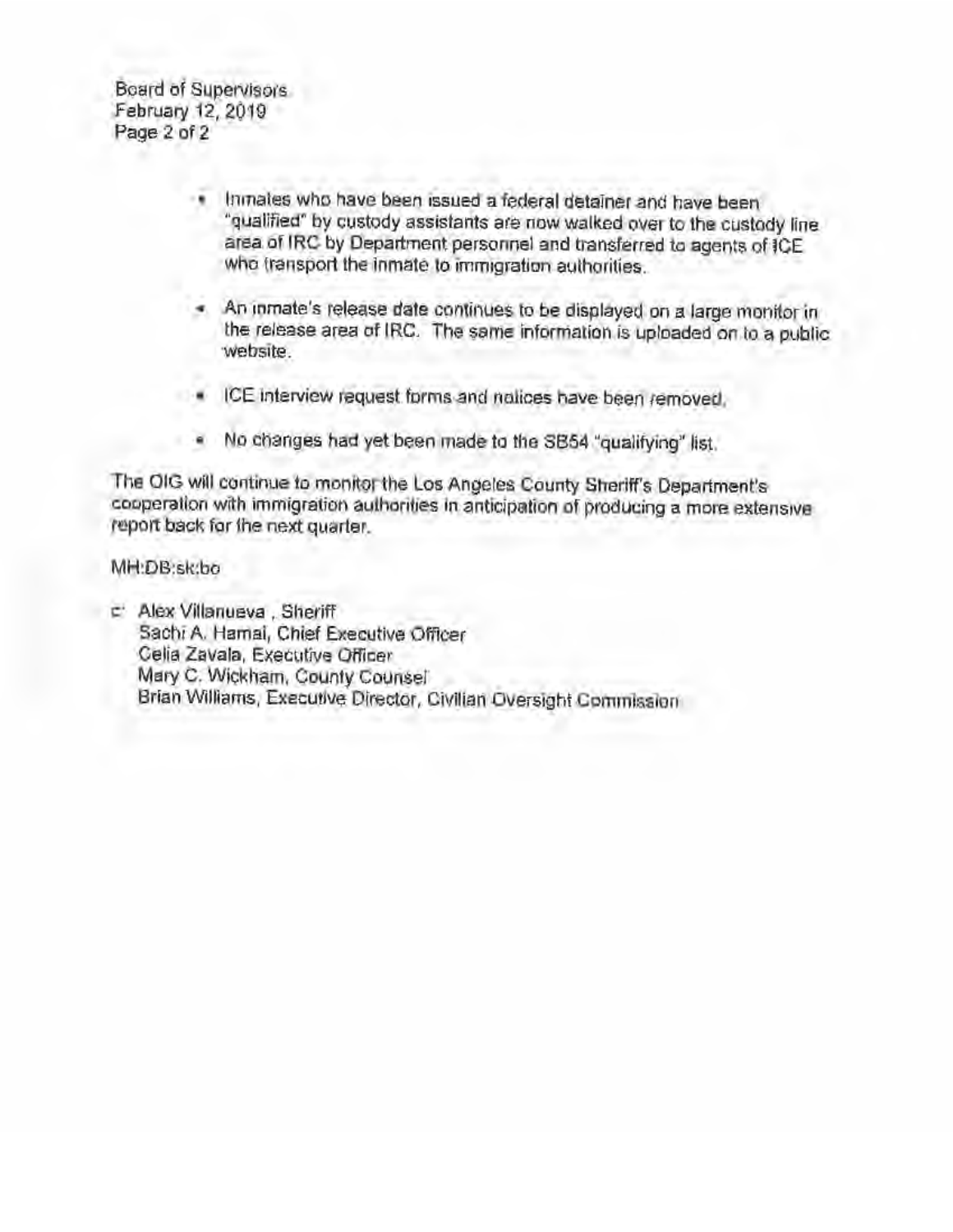- Inmates who have been issued a federal detainer and have been "qualified" by custody assistants are now walked over to the custody line area of IRC by Department personnel and transferred to agents of ICE who transport the inmate to immigration authorities.

- An inmate's release date continues to be displayed on a large monitor in the release area of IRC. The same information is uploaded on to a public website.

- ICE interview request forms and notices have been removed.

- No changes had yet been made to the SB54 "qualifying" list.

The OIG will continue to monitor the Los Angeles County Sheriff's Department's cooperation with immigration authorities in anticipation of producing a more extensive report back for the next quarter.

MH:DB:sk:bo

c: Alex Villanueva , Sheriff
Sachi A. Hamai, Chief Executive Officer
Celia Zavala, Executive Officer
Mary C. Wickham, County Counsel
Brian Williams, Executive Director, Civilian Oversight Commission